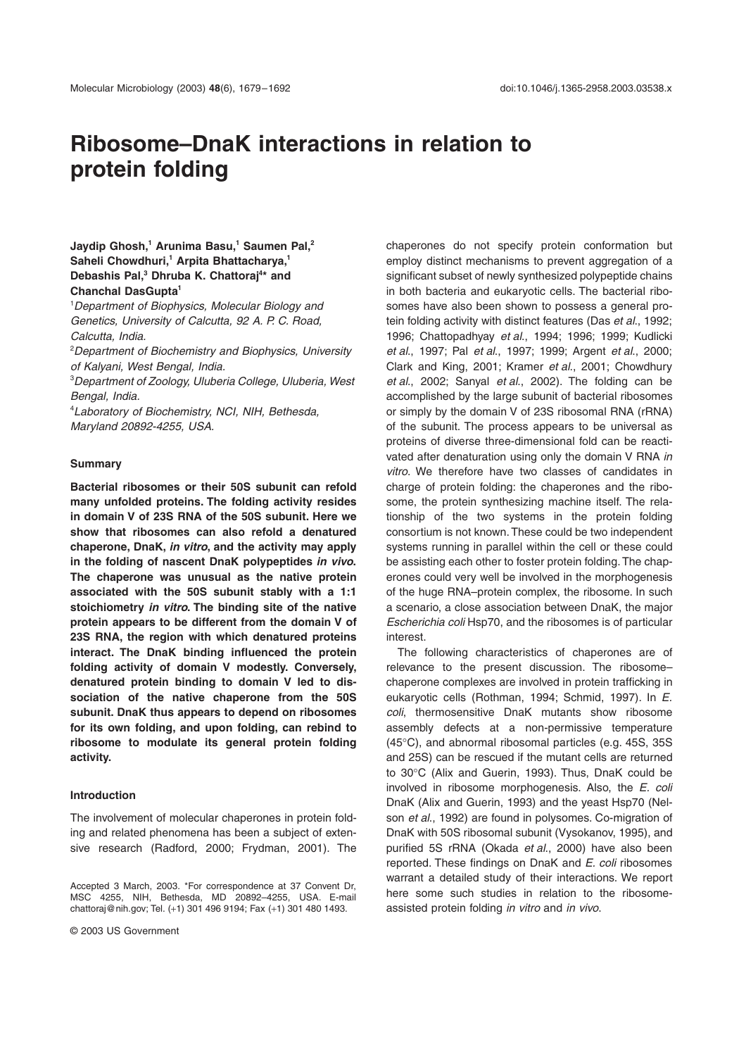# Ribosome–DnaK interactions in relation to protein folding

**Jaydip Ghosh,[1] Arunima Basu,[1] Saumen Pal,[2] Saheli Chowdhuri,[1] Arpita Bhattacharya,[1] Debashis Pal,[3] Dhruba K. Chattoraj[4]* and Chanchal DasGupta[1]**

[1]*Department of Biophysics, Molecular Biology and Genetics, University of Calcutta, 92 A. P. C. Road, Calcutta, India.*

[2]*Department of Biochemistry and Biophysics, University of Kalyani, West Bengal, India.*

[3]*Department of Zoology, Uluberia College, Uluberia, West Bengal, India.*

[4]*Laboratory of Biochemistry, NCI, NIH, Bethesda, Maryland 20892-4255, USA.*

## Summary

**Bacterial ribosomes or their 50S subunit can refold many unfolded proteins. The folding activity resides in domain V of 23S RNA of the 50S subunit. Here we show that ribosomes can also refold a denatured chaperone, DnaK, *in vitro*, and the activity may apply in the folding of nascent DnaK polypeptides *in vivo*. The chaperone was unusual as the native protein associated with the 50S subunit stably with a 1:1 stoichiometry *in vitro*. The binding site of the native protein appears to be different from the domain V of 23S RNA, the region with which denatured proteins interact. The DnaK binding influenced the protein folding activity of domain V modestly. Conversely, denatured protein binding to domain V led to dissociation of the native chaperone from the 50S subunit. DnaK thus appears to depend on ribosomes for its own folding, and upon folding, can rebind to ribosome to modulate its general protein folding activity.**

## Introduction

The involvement of molecular chaperones in protein folding and related phenomena has been a subject of extensive research (Radford, 2000; Frydman, 2001). The chaperones do not specify protein conformation but employ distinct mechanisms to prevent aggregation of a significant subset of newly synthesized polypeptide chains in both bacteria and eukaryotic cells. The bacterial ribosomes have also been shown to possess a general protein folding activity with distinct features (Das *et al*., 1992; 1996; Chattopadhyay *et al*., 1994; 1996; 1999; Kudlicki *et al*., 1997; Pal *et al*., 1997; 1999; Argent *et al*., 2000; Clark and King, 2001; Kramer *et al*., 2001; Chowdhury *et al*., 2002; Sanyal *et al*., 2002). The folding can be accomplished by the large subunit of bacterial ribosomes or simply by the domain V of 23S ribosomal RNA (rRNA) of the subunit. The process appears to be universal as proteins of diverse three-dimensional fold can be reactivated after denaturation using only the domain V RNA *in vitro*. We therefore have two classes of candidates in charge of protein folding: the chaperones and the ribosome, the protein synthesizing machine itself. The relationship of the two systems in the protein folding consortium is not known. These could be two independent systems running in parallel within the cell or these could be assisting each other to foster protein folding. The chaperones could very well be involved in the morphogenesis of the huge RNA–protein complex, the ribosome. In such a scenario, a close association between DnaK, the major *Escherichia coli* Hsp70, and the ribosomes is of particular interest.

The following characteristics of chaperones are of relevance to the present discussion. The ribosome–chaperone complexes are involved in protein trafficking in eukaryotic cells (Rothman, 1994; Schmid, 1997). In *E. coli*, thermosensitive DnaK mutants show ribosome assembly defects at a non-permissive temperature (45°C), and abnormal ribosomal particles (e.g. 45S, 35S and 25S) can be rescued if the mutant cells are returned to 30°C (Alix and Guerin, 1993). Thus, DnaK could be involved in ribosome morphogenesis. Also, the *E. coli* DnaK (Alix and Guerin, 1993) and the yeast Hsp70 (Nelson *et al*., 1992) are found in polysomes. Co-migration of DnaK with 50S ribosomal subunit (Vysokanov, 1995), and purified 5S rRNA (Okada *et al*., 2000) have also been reported. These findings on DnaK and *E. coli* ribosomes warrant a detailed study of their interactions. We report here some such studies in relation to the ribosome-assisted protein folding *in vitro* and *in vivo*.

Accepted 3 March, 2003. *For correspondence at 37 Convent Dr, MSC 4255, NIH, Bethesda, MD 20892–4255, USA. E-mail chattoraj@nih.gov; Tel. (+1) 301 496 9194; Fax (+1) 301 480 1493.

© 2003 US Government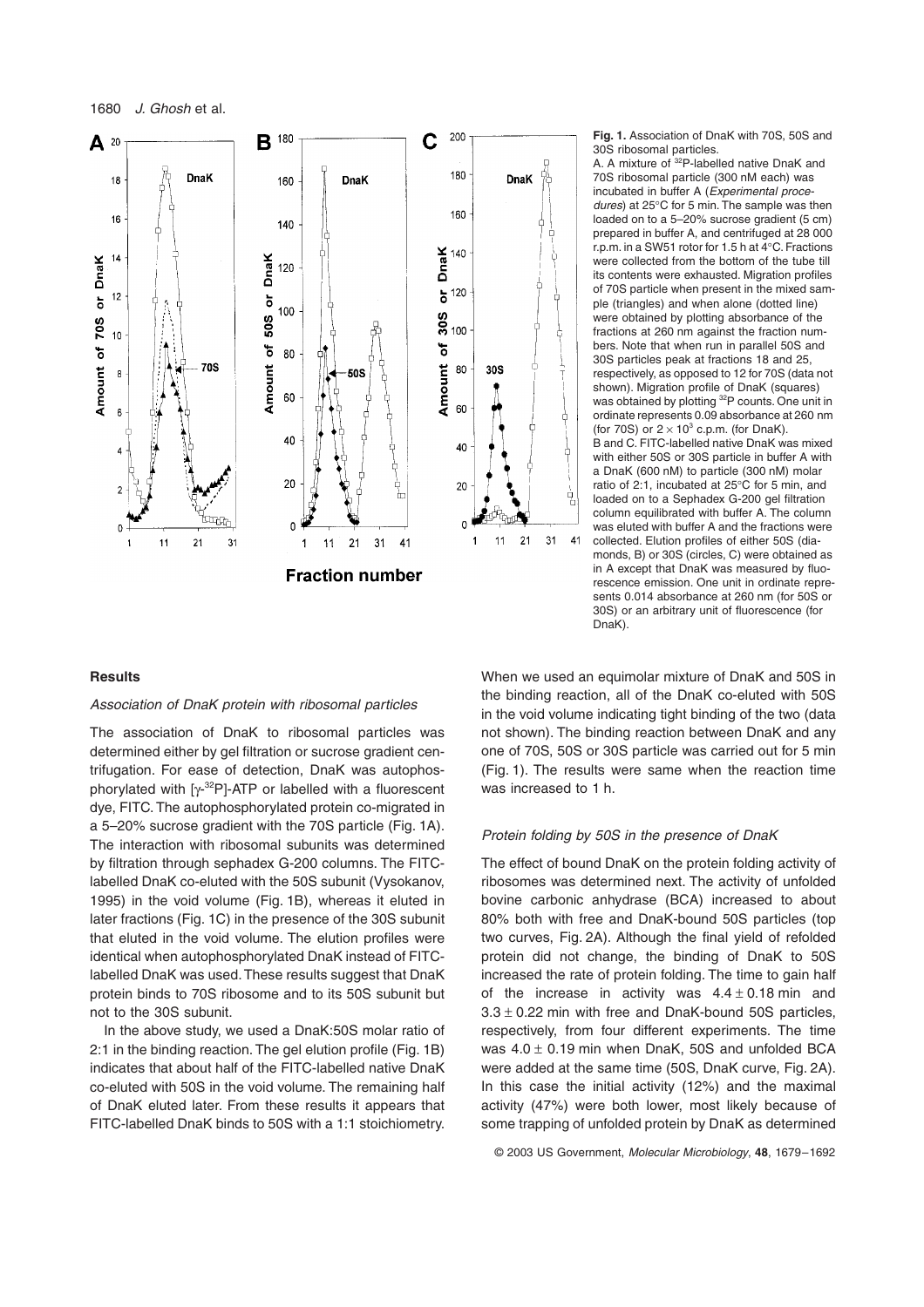**Fig. 1.** Association of DnaK with 70S, 50S and 30S ribosomal particles.

A. A mixture of $^{32}$P-labelled native DnaK and 70S ribosomal particle (300 nM each) was incubated in buffer A (*Experimental procedures*) at 25°C for 5 min. The sample was then loaded on to a 5–20% sucrose gradient (5 cm) prepared in buffer A, and centrifuged at 28 000 r.p.m. in a SW51 rotor for 1.5 h at 4°C. Fractions were collected from the bottom of the tube till its contents were exhausted. Migration profiles of 70S particle when present in the mixed sample (triangles) and when alone (dotted line) were obtained by plotting absorbance of the fractions at 260 nm against the fraction numbers. Note that when run in parallel 50S and 30S particles peak at fractions 18 and 25, respectively, as opposed to 12 for 70S (data not shown). Migration profile of DnaK (squares) was obtained by plotting $^{32}$P counts. One unit in ordinate represents 0.09 absorbance at 260 nm (for 70S) or $2 \times 10^3$ c.p.m. (for DnaK).

B and C. FITC-labelled native DnaK was mixed with either 50S or 30S particle in buffer A with a DnaK (600 nM) to particle (300 nM) molar ratio of 2:1, incubated at 25°C for 5 min, and loaded on to a Sephadex G-200 gel filtration column equilibrated with buffer A. The column was eluted with buffer A and the fractions were collected. Elution profiles of either 50S (diamonds, B) or 30S (circles, C) were obtained as in A except that DnaK was measured by fluorescence emission. One unit in ordinate represents 0.014 absorbance at 260 nm (for 50S or 30S) or an arbitrary unit of fluorescence (for DnaK).

## Results

### *Association of DnaK protein with ribosomal particles*

The association of DnaK to ribosomal particles was determined either by gel filtration or sucrose gradient centrifugation. For ease of detection, DnaK was autophosphorylated with [$\gamma$-$^{32}$P]-ATP or labelled with a fluorescent dye, FITC. The autophosphorylated protein co-migrated in a 5–20% sucrose gradient with the 70S particle (Fig. 1A). The interaction with ribosomal subunits was determined by filtration through sephadex G-200 columns. The FITC-labelled DnaK co-eluted with the 50S subunit (Vysokanov, 1995) in the void volume (Fig. 1B), whereas it eluted in later fractions (Fig. 1C) in the presence of the 30S subunit that eluted in the void volume. The elution profiles were identical when autophosphorylated DnaK instead of FITC-labelled DnaK was used. These results suggest that DnaK protein binds to 70S ribosome and to its 50S subunit but not to the 30S subunit.

In the above study, we used a DnaK:50S molar ratio of 2:1 in the binding reaction. The gel elution profile (Fig. 1B) indicates that about half of the FITC-labelled native DnaK co-eluted with 50S in the void volume. The remaining half of DnaK eluted later. From these results it appears that FITC-labelled DnaK binds to 50S with a 1:1 stoichiometry. When we used an equimolar mixture of DnaK and 50S in the binding reaction, all of the DnaK co-eluted with 50S in the void volume indicating tight binding of the two (data not shown). The binding reaction between DnaK and any one of 70S, 50S or 30S particle was carried out for 5 min (Fig. 1). The results were same when the reaction time was increased to 1 h.

### *Protein folding by 50S in the presence of DnaK*

The effect of bound DnaK on the protein folding activity of ribosomes was determined next. The activity of unfolded bovine carbonic anhydrase (BCA) increased to about 80% both with free and DnaK-bound 50S particles (top two curves, Fig. 2A). Although the final yield of refolded protein did not change, the binding of DnaK to 50S increased the rate of protein folding. The time to gain half of the increase in activity was $4.4 \pm 0.18$ min and $3.3 \pm 0.22$ min with free and DnaK-bound 50S particles, respectively, from four different experiments. The time was $4.0 \pm 0.19$ min when DnaK, 50S and unfolded BCA were added at the same time (50S, DnaK curve, Fig. 2A). In this case the initial activity (12%) and the maximal activity (47%) were both lower, most likely because of some trapping of unfolded protein by DnaK as determined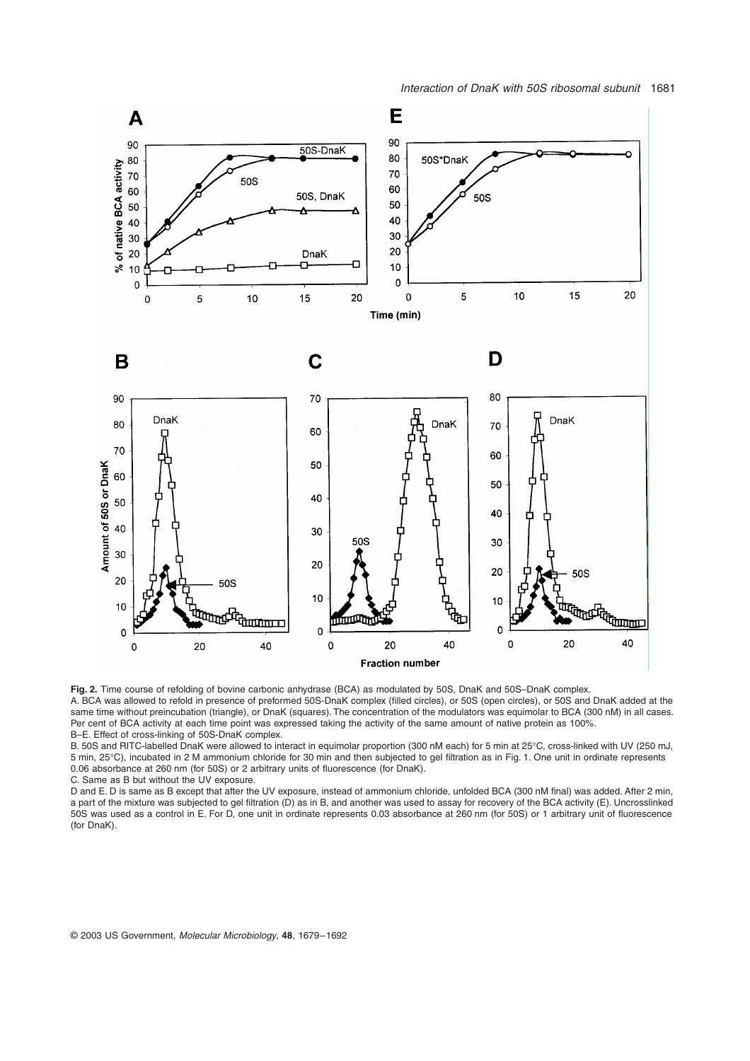**Fig. 2.** Time course of refolding of bovine carbonic anhydrase (BCA) as modulated by 50S, DnaK and 50S–DnaK complex.

A. BCA was allowed to refold in presence of preformed 50S-DnaK complex (filled circles), or 50S (open circles), or 50S and DnaK added at the same time without preincubation (triangle), or DnaK (squares). The concentration of the modulators was equimolar to BCA (300 nM) in all cases. Per cent of BCA activity at each time point was expressed taking the activity of the same amount of native protein as 100%.

B–E. Effect of cross-linking of 50S-DnaK complex.

B. 50S and RITC-labelled DnaK were allowed to interact in equimolar proportion (300 nM each) for 5 min at 25°C, cross-linked with UV (250 mJ, 5 min, 25°C), incubated in 2 M ammonium chloride for 30 min and then subjected to gel filtration as in Fig. 1. One unit in ordinate represents 0.06 absorbance at 260 nm (for 50S) or 2 arbitrary units of fluorescence (for DnaK).

C. Same as B but without the UV exposure.

D and E. D is same as B except that after the UV exposure, instead of ammonium chloride, unfolded BCA (300 nM final) was added. After 2 min, a part of the mixture was subjected to gel filtration (D) as in B, and another was used to assay for recovery of the BCA activity (E). Uncrosslinked 50S was used as a control in E. For D, one unit in ordinate represents 0.03 absorbance at 260 nm (for 50S) or 1 arbitrary unit of fluorescence (for DnaK).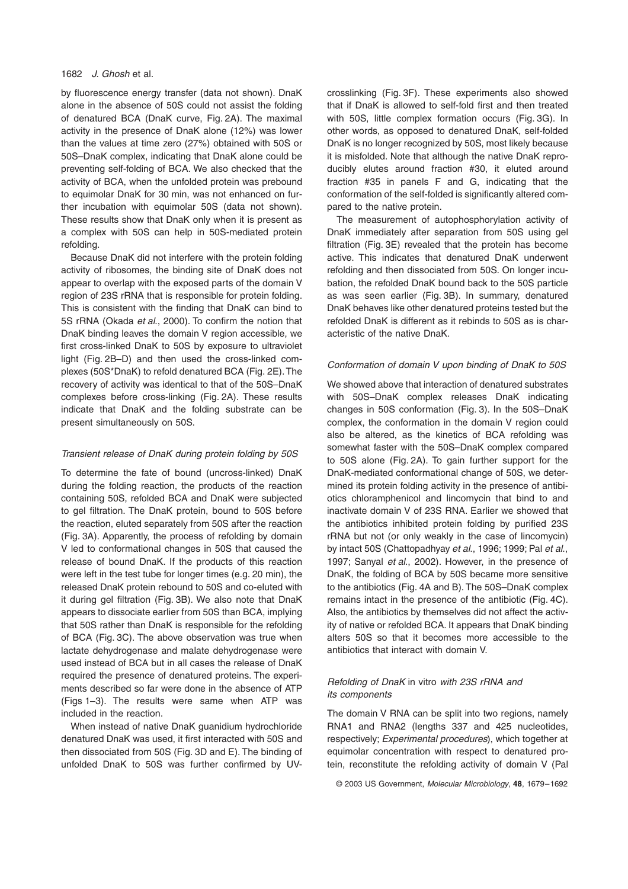by fluorescence energy transfer (data not shown). DnaK alone in the absence of 50S could not assist the folding of denatured BCA (DnaK curve, Fig. 2A). The maximal activity in the presence of DnaK alone (12%) was lower than the values at time zero (27%) obtained with 50S or 50S–DnaK complex, indicating that DnaK alone could be preventing self-folding of BCA. We also checked that the activity of BCA, when the unfolded protein was prebound to equimolar DnaK for 30 min, was not enhanced on further incubation with equimolar 50S (data not shown). These results show that DnaK only when it is present as a complex with 50S can help in 50S-mediated protein refolding.

Because DnaK did not interfere with the protein folding activity of ribosomes, the binding site of DnaK does not appear to overlap with the exposed parts of the domain V region of 23S rRNA that is responsible for protein folding. This is consistent with the finding that DnaK can bind to 5S rRNA (Okada *et al.*, 2000). To confirm the notion that DnaK binding leaves the domain V region accessible, we first cross-linked DnaK to 50S by exposure to ultraviolet light (Fig. 2B–D) and then used the cross-linked complexes (50S*DnaK) to refold denatured BCA (Fig. 2E). The recovery of activity was identical to that of the 50S–DnaK complexes before cross-linking (Fig. 2A). These results indicate that DnaK and the folding substrate can be present simultaneously on 50S.

### *Transient release of DnaK during protein folding by 50S*

To determine the fate of bound (uncross-linked) DnaK during the folding reaction, the products of the reaction containing 50S, refolded BCA and DnaK were subjected to gel filtration. The DnaK protein, bound to 50S before the reaction, eluted separately from 50S after the reaction (Fig. 3A). Apparently, the process of refolding by domain V led to conformational changes in 50S that caused the release of bound DnaK. If the products of this reaction were left in the test tube for longer times (e.g. 20 min), the released DnaK protein rebound to 50S and co-eluted with it during gel filtration (Fig. 3B). We also note that DnaK appears to dissociate earlier from 50S than BCA, implying that 50S rather than DnaK is responsible for the refolding of BCA (Fig. 3C). The above observation was true when lactate dehydrogenase and malate dehydrogenase were used instead of BCA but in all cases the release of DnaK required the presence of denatured proteins. The experiments described so far were done in the absence of ATP (Figs 1–3). The results were same when ATP was included in the reaction.

When instead of native DnaK guanidium hydrochloride denatured DnaK was used, it first interacted with 50S and then dissociated from 50S (Fig. 3D and E). The binding of unfolded DnaK to 50S was further confirmed by UV-crosslinking (Fig. 3F). These experiments also showed that if DnaK is allowed to self-fold first and then treated with 50S, little complex formation occurs (Fig. 3G). In other words, as opposed to denatured DnaK, self-folded DnaK is no longer recognized by 50S, most likely because it is misfolded. Note that although the native DnaK reproducibly elutes around fraction #30, it eluted around fraction #35 in panels F and G, indicating that the conformation of the self-folded is significantly altered compared to the native protein.

The measurement of autophosphorylation activity of DnaK immediately after separation from 50S using gel filtration (Fig. 3E) revealed that the protein has become active. This indicates that denatured DnaK underwent refolding and then dissociated from 50S. On longer incubation, the refolded DnaK bound back to the 50S particle as was seen earlier (Fig. 3B). In summary, denatured DnaK behaves like other denatured proteins tested but the refolded DnaK is different as it rebinds to 50S as is characteristic of the native DnaK.

### *Conformation of domain V upon binding of DnaK to 50S*

We showed above that interaction of denatured substrates with 50S–DnaK complex releases DnaK indicating changes in 50S conformation (Fig. 3). In the 50S–DnaK complex, the conformation in the domain V region could also be altered, as the kinetics of BCA refolding was somewhat faster with the 50S–DnaK complex compared to 50S alone (Fig. 2A). To gain further support for the DnaK-mediated conformational change of 50S, we determined its protein folding activity in the presence of antibiotics chloramphenicol and lincomycin that bind to and inactivate domain V of 23S RNA. Earlier we showed that the antibiotics inhibited protein folding by purified 23S rRNA but not (or only weakly in the case of lincomycin) by intact 50S (Chattopadhyay *et al.*, 1996; 1999; Pal *et al.*, 1997; Sanyal *et al.*, 2002). However, in the presence of DnaK, the folding of BCA by 50S became more sensitive to the antibiotics (Fig. 4A and B). The 50S–DnaK complex remains intact in the presence of the antibiotic (Fig. 4C). Also, the antibiotics by themselves did not affect the activity of native or refolded BCA. It appears that DnaK binding alters 50S so that it becomes more accessible to the antibiotics that interact with domain V.

### *Refolding of DnaK* in vitro *with 23S rRNA and its components*

The domain V RNA can be split into two regions, namely RNA1 and RNA2 (lengths 337 and 425 nucleotides, respectively; *Experimental procedures*), which together at equimolar concentration with respect to denatured protein, reconstitute the refolding activity of domain V (Pal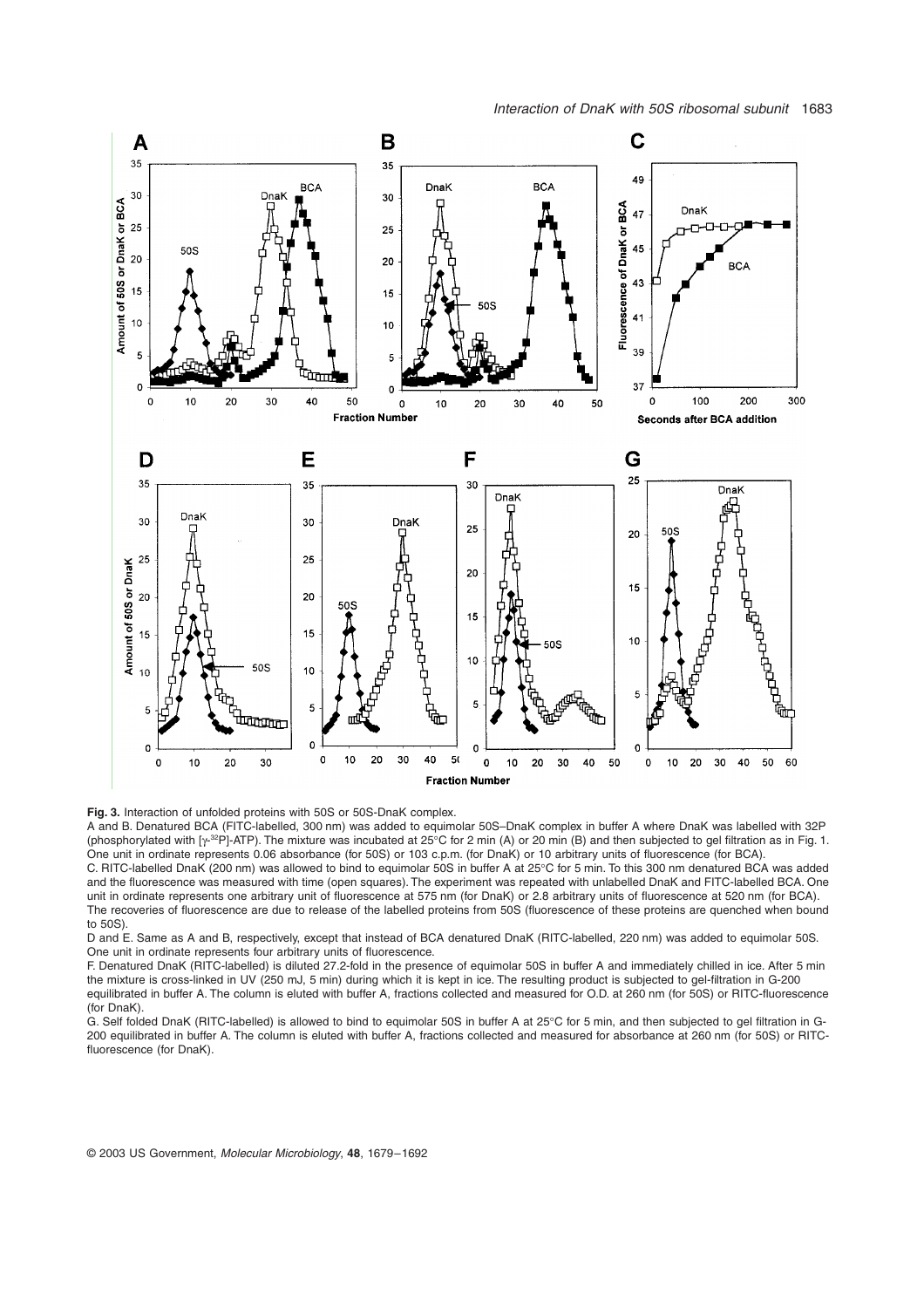**Fig. 3.** Interaction of unfolded proteins with 50S or 50S-DnaK complex.

A and B. Denatured BCA (FITC-labelled, 300 nm) was added to equimolar 50S–DnaK complex in buffer A where DnaK was labelled with 32P (phosphorylated with [$\gamma$-$^{32}$P]-ATP). The mixture was incubated at 25°C for 2 min (A) or 20 min (B) and then subjected to gel filtration as in Fig. 1. One unit in ordinate represents 0.06 absorbance (for 50S) or 103 c.p.m. (for DnaK) or 10 arbitrary units of fluorescence (for BCA).

C. RITC-labelled DnaK (200 nm) was allowed to bind to equimolar 50S in buffer A at 25°C for 5 min. To this 300 nm denatured BCA was added and the fluorescence was measured with time (open squares). The experiment was repeated with unlabelled DnaK and FITC-labelled BCA. One unit in ordinate represents one arbitrary unit of fluorescence at 575 nm (for DnaK) or 2.8 arbitrary units of fluorescence at 520 nm (for BCA). The recoveries of fluorescence are due to release of the labelled proteins from 50S (fluorescence of these proteins are quenched when bound to 50S).

D and E. Same as A and B, respectively, except that instead of BCA denatured DnaK (RITC-labelled, 220 nm) was added to equimolar 50S. One unit in ordinate represents four arbitrary units of fluorescence.

F. Denatured DnaK (RITC-labelled) is diluted 27.2-fold in the presence of equimolar 50S in buffer A and immediately chilled in ice. After 5 min the mixture is cross-linked in UV (250 mJ, 5 min) during which it is kept in ice. The resulting product is subjected to gel-filtration in G-200 equilibrated in buffer A. The column is eluted with buffer A, fractions collected and measured for O.D. at 260 nm (for 50S) or RITC-fluorescence (for DnaK).

G. Self folded DnaK (RITC-labelled) is allowed to bind to equimolar 50S in buffer A at 25°C for 5 min, and then subjected to gel filtration in G-200 equilibrated in buffer A. The column is eluted with buffer A, fractions collected and measured for absorbance at 260 nm (for 50S) or RITC-fluorescence (for DnaK).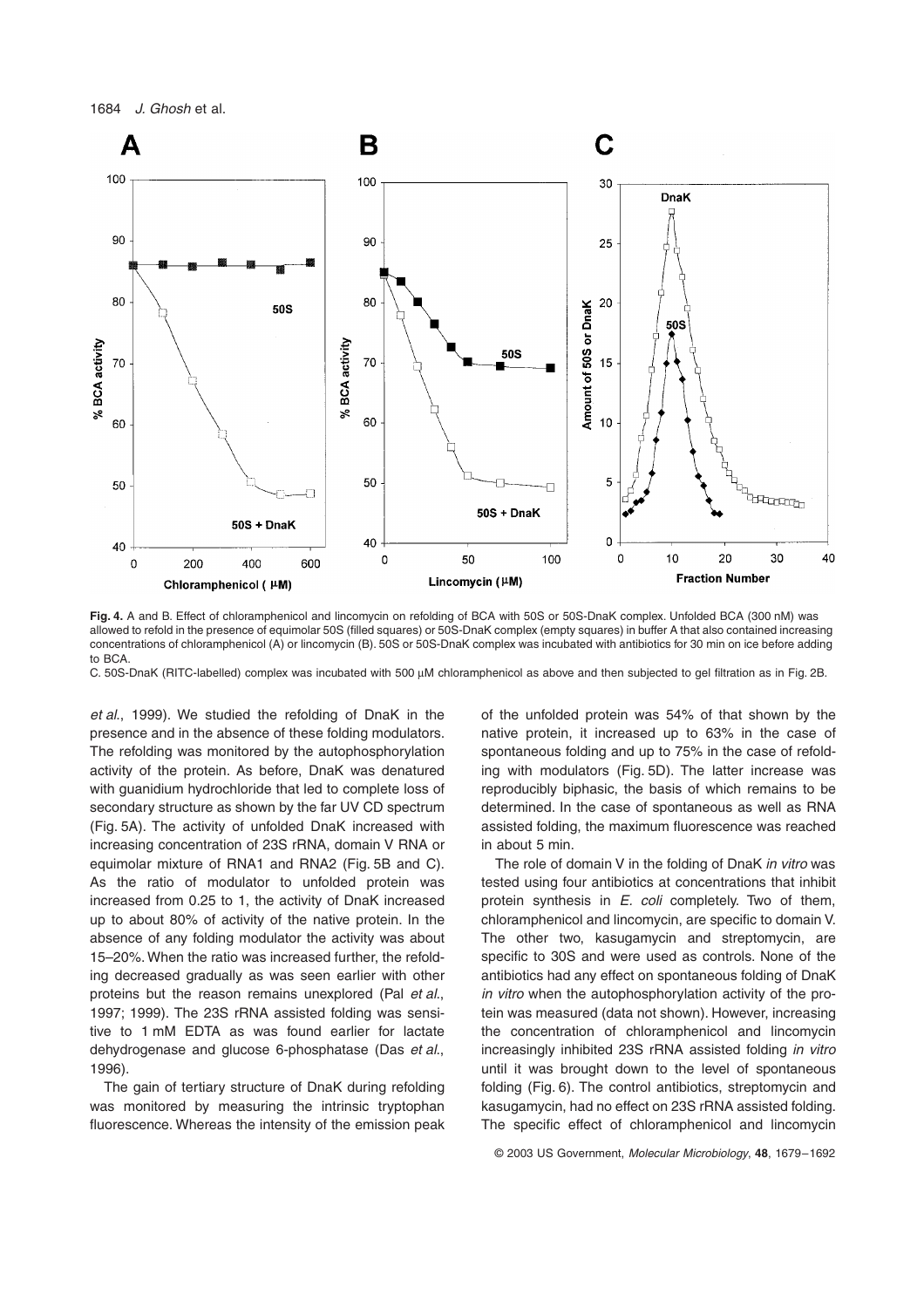**Fig. 4.** A and B. Effect of chloramphenicol and lincomycin on refolding of BCA with 50S or 50S-DnaK complex. Unfolded BCA (300 nM) was allowed to refold in the presence of equimolar 50S (filled squares) or 50S-DnaK complex (empty squares) in buffer A that also contained increasing concentrations of chloramphenicol (A) or lincomycin (B). 50S or 50S-DnaK complex was incubated with antibiotics for 30 min on ice before adding to BCA.

C. 50S-DnaK (RITC-labelled) complex was incubated with 500 μM chloramphenicol as above and then subjected to gel filtration as in Fig. 2B.

*et al*., 1999). We studied the refolding of DnaK in the presence and in the absence of these folding modulators. The refolding was monitored by the autophosphorylation activity of the protein. As before, DnaK was denatured with guanidium hydrochloride that led to complete loss of secondary structure as shown by the far UV CD spectrum (Fig. 5A). The activity of unfolded DnaK increased with increasing concentration of 23S rRNA, domain V RNA or equimolar mixture of RNA1 and RNA2 (Fig. 5B and C). As the ratio of modulator to unfolded protein was increased from 0.25 to 1, the activity of DnaK increased up to about 80% of activity of the native protein. In the absence of any folding modulator the activity was about 15–20%. When the ratio was increased further, the refolding decreased gradually as was seen earlier with other proteins but the reason remains unexplored (Pal *et al*., 1997; 1999). The 23S rRNA assisted folding was sensitive to 1 mM EDTA as was found earlier for lactate dehydrogenase and glucose 6-phosphatase (Das *et al*., 1996).

The gain of tertiary structure of DnaK during refolding was monitored by measuring the intrinsic tryptophan fluorescence. Whereas the intensity of the emission peak of the unfolded protein was 54% of that shown by the native protein, it increased up to 63% in the case of spontaneous folding and up to 75% in the case of refolding with modulators (Fig. 5D). The latter increase was reproducibly biphasic, the basis of which remains to be determined. In the case of spontaneous as well as RNA assisted folding, the maximum fluorescence was reached in about 5 min.

The role of domain V in the folding of DnaK *in vitro* was tested using four antibiotics at concentrations that inhibit protein synthesis in *E. coli* completely. Two of them, chloramphenicol and lincomycin, are specific to domain V. The other two, kasugamycin and streptomycin, are specific to 30S and were used as controls. None of the antibiotics had any effect on spontaneous folding of DnaK *in vitro* when the autophosphorylation activity of the protein was measured (data not shown). However, increasing the concentration of chloramphenicol and lincomycin increasingly inhibited 23S rRNA assisted folding *in vitro* until it was brought down to the level of spontaneous folding (Fig. 6). The control antibiotics, streptomycin and kasugamycin, had no effect on 23S rRNA assisted folding. The specific effect of chloramphenicol and lincomycin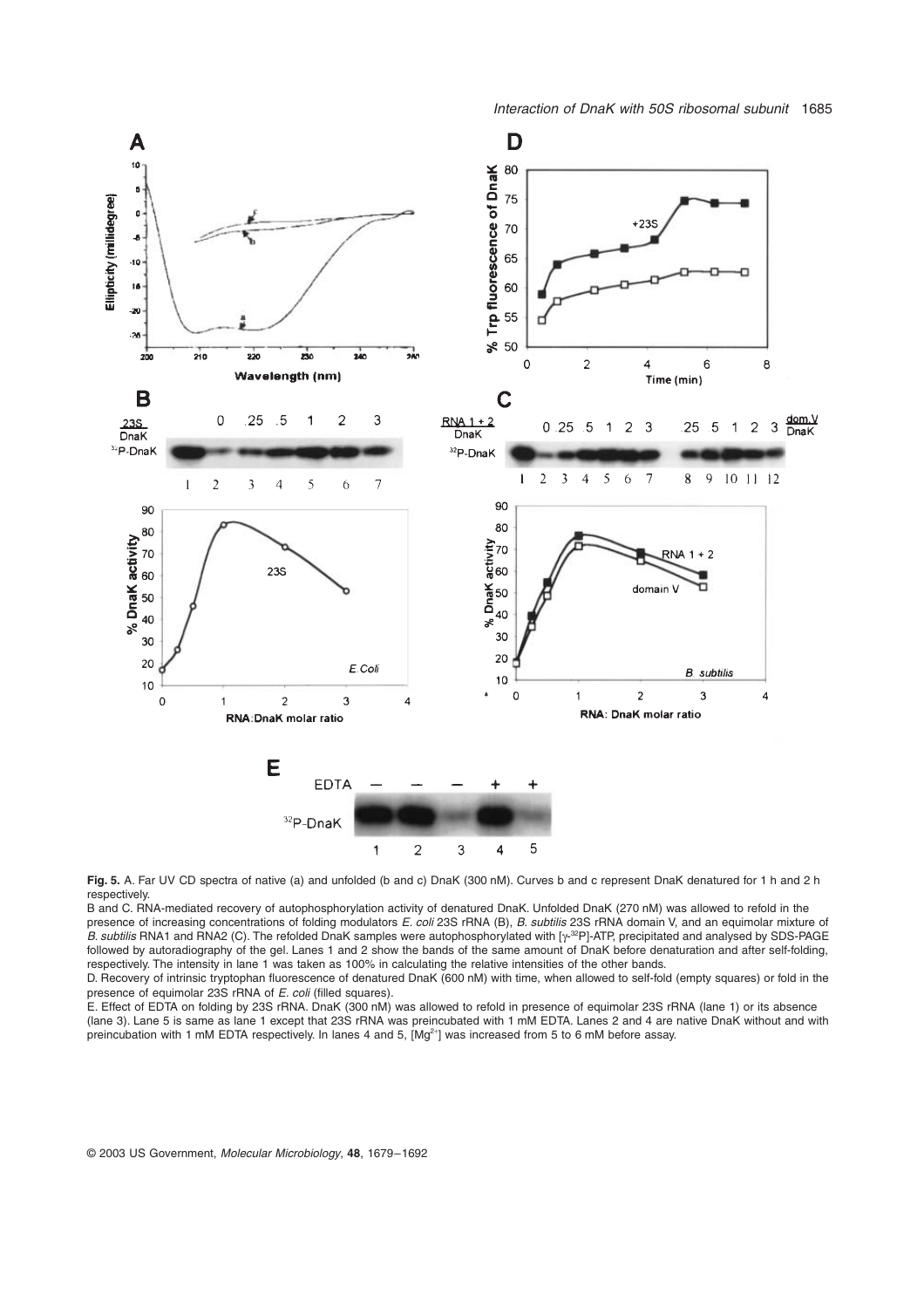**Fig. 5.** A. Far UV CD spectra of native (a) and unfolded (b and c) DnaK (300 nM). Curves b and c represent DnaK denatured for 1 h and 2 h respectively.

B and C. RNA-mediated recovery of autophosphorylation activity of denatured DnaK. Unfolded DnaK (270 nM) was allowed to refold in the presence of increasing concentrations of folding modulators *E. coli* 23S rRNA (B), *B. subtilis* 23S rRNA domain V, and an equimolar mixture of *B. subtilis* RNA1 and RNA2 (C). The refolded DnaK samples were autophosphorylated with [$\gamma$-$^{32}$P]-ATP, precipitated and analysed by SDS-PAGE followed by autoradiography of the gel. Lanes 1 and 2 show the bands of the same amount of DnaK before denaturation and after self-folding, respectively. The intensity in lane 1 was taken as 100% in calculating the relative intensities of the other bands.

D. Recovery of intrinsic tryptophan fluorescence of denatured DnaK (600 nM) with time, when allowed to self-fold (empty squares) or fold in the presence of equimolar 23S rRNA of *E. coli* (filled squares).

E. Effect of EDTA on folding by 23S rRNA. DnaK (300 nM) was allowed to refold in presence of equimolar 23S rRNA (lane 1) or its absence (lane 3). Lane 5 is same as lane 1 except that 23S rRNA was preincubated with 1 mM EDTA. Lanes 2 and 4 are native DnaK without and with preincubation with 1 mM EDTA respectively. In lanes 4 and 5, [$Mg^{2+}$] was increased from 5 to 6 mM before assay.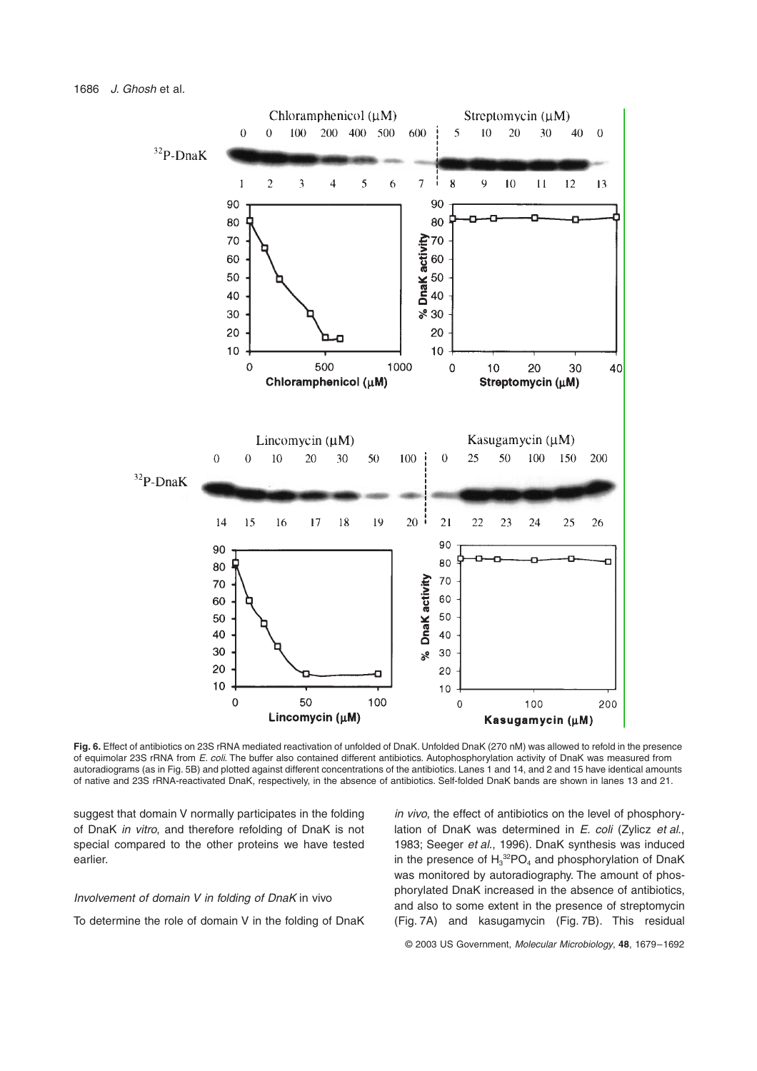**Fig. 6.** Effect of antibiotics on 23S rRNA mediated reactivation of unfolded of DnaK. Unfolded DnaK (270 nM) was allowed to refold in the presence of equimolar 23S rRNA from *E. coli*. The buffer also contained different antibiotics. Autophosphorylation activity of DnaK was measured from autoradiograms (as in Fig. 5B) and plotted against different concentrations of the antibiotics. Lanes 1 and 14, and 2 and 15 have identical amounts of native and 23S rRNA-reactivated DnaK, respectively, in the absence of antibiotics. Self-folded DnaK bands are shown in lanes 13 and 21.

suggest that domain V normally participates in the folding of DnaK *in vitro*, and therefore refolding of DnaK is not special compared to the other proteins we have tested earlier.

### *Involvement of domain V in folding of DnaK* in vivo

To determine the role of domain V in the folding of DnaK *in vivo*, the effect of antibiotics on the level of phosphorylation of DnaK was determined in *E. coli* (Zylicz *et al.*, 1983; Seeger *et al.*, 1996). DnaK synthesis was induced in the presence of $H_3^{32}PO_4$ and phosphorylation of DnaK was monitored by autoradiography. The amount of phosphorylated DnaK increased in the absence of antibiotics, and also to some extent in the presence of streptomycin (Fig. 7A) and kasugamycin (Fig. 7B). This residual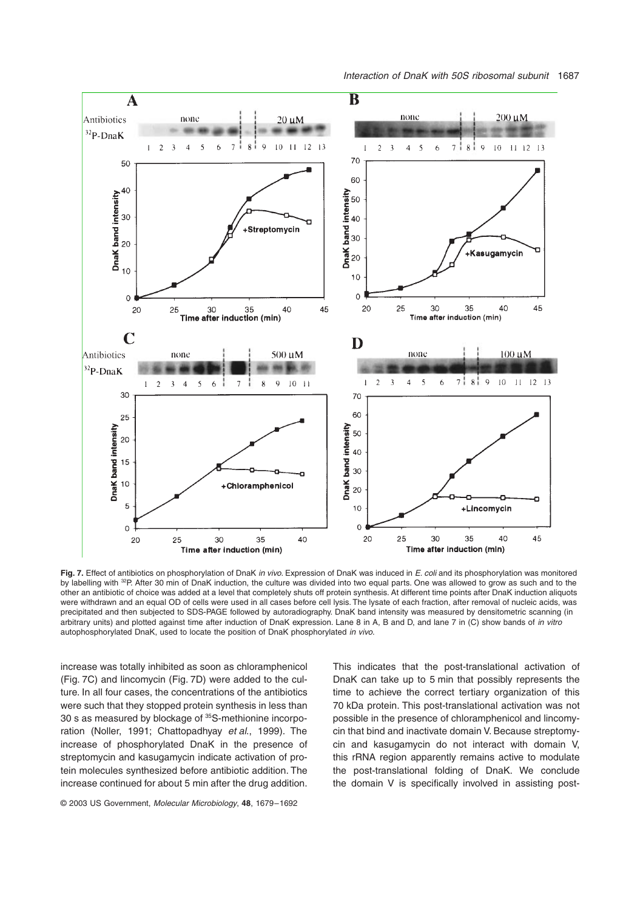**Fig. 7.** Effect of antibiotics on phosphorylation of DnaK *in vivo*. Expression of DnaK was induced in *E. coli* and its phosphorylation was monitored by labelling with $^{32}$P. After 30 min of DnaK induction, the culture was divided into two equal parts. One was allowed to grow as such and to the other an antibiotic of choice was added at a level that completely shuts off protein synthesis. At different time points after DnaK induction aliquots were withdrawn and an equal OD of cells were used in all cases before cell lysis. The lysate of each fraction, after removal of nucleic acids, was precipitated and then subjected to SDS-PAGE followed by autoradiography. DnaK band intensity was measured by densitometric scanning (in arbitrary units) and plotted against time after induction of DnaK expression. Lane 8 in A, B and D, and lane 7 in (C) show bands of *in vitro* autophosphorylated DnaK, used to locate the position of DnaK phosphorylated *in vivo*.

increase was totally inhibited as soon as chloramphenicol (Fig. 7C) and lincomycin (Fig. 7D) were added to the culture. In all four cases, the concentrations of the antibiotics were such that they stopped protein synthesis in less than 30 s as measured by blockage of $^{35}$S-methionine incorporation (Noller, 1991; Chattopadhyay *et al.*, 1999). The increase of phosphorylated DnaK in the presence of streptomycin and kasugamycin indicate activation of protein molecules synthesized before antibiotic addition. The increase continued for about 5 min after the drug addition. This indicates that the post-translational activation of DnaK can take up to 5 min that possibly represents the time to achieve the correct tertiary organization of this 70 kDa protein. This post-translational activation was not possible in the presence of chloramphenicol and lincomycin that bind and inactivate domain V. Because streptomycin and kasugamycin do not interact with domain V, this rRNA region apparently remains active to modulate the post-translational folding of DnaK. We conclude the domain V is specifically involved in assisting post-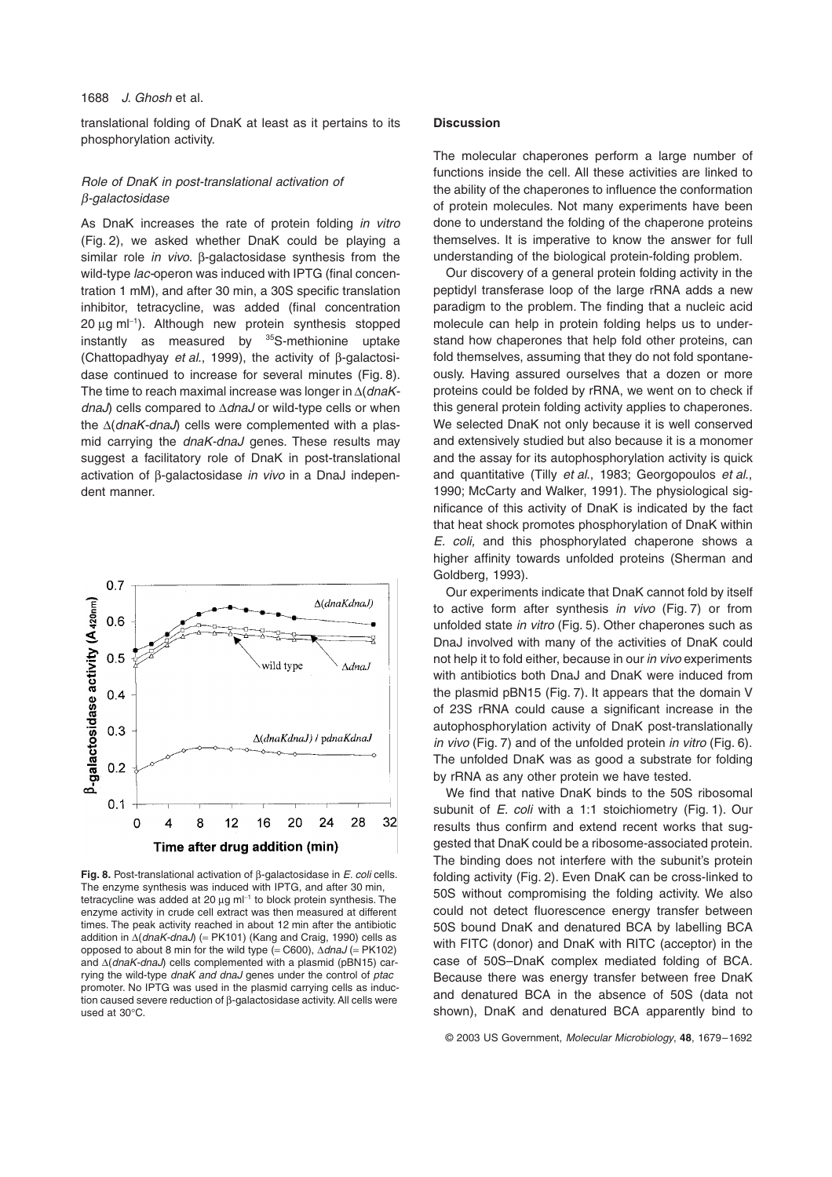translational folding of DnaK at least as it pertains to its phosphorylation activity.

### *Role of DnaK in post-translational activation of β-galactosidase*

As DnaK increases the rate of protein folding *in vitro* (Fig. 2), we asked whether DnaK could be playing a similar role *in vivo*. β-galactosidase synthesis from the wild-type *lac*-operon was induced with IPTG (final concentration 1 mM), and after 30 min, a 30S specific translation inhibitor, tetracycline, was added (final concentration 20 μg ml$^{-1}$). Although new protein synthesis stopped instantly as measured by $^{35}$S-methionine uptake (Chattopadhyay *et al*., 1999), the activity of β-galactosidase continued to increase for several minutes (Fig. 8). The time to reach maximal increase was longer in Δ(*dnaK-dnaJ*) cells compared to Δ*dnaJ* or wild-type cells or when the Δ(*dnaK-dnaJ*) cells were complemented with a plasmid carrying the *dnaK-dnaJ* genes. These results may suggest a facilitatory role of DnaK in post-translational activation of β-galactosidase *in vivo* in a DnaJ independent manner.

**Fig. 8.** Post-translational activation of β-galactosidase in *E. coli* cells. The enzyme synthesis was induced with IPTG, and after 30 min, tetracycline was added at 20 μg ml$^{-1}$ to block protein synthesis. The enzyme activity in crude cell extract was then measured at different times. The peak activity reached in about 12 min after the antibiotic addition in Δ(*dnaK-dnaJ*) (= PK101) (Kang and Craig, 1990) cells as opposed to about 8 min for the wild type (= C600), Δ*dnaJ* (= PK102) and Δ(*dnaK-dnaJ*) cells complemented with a plasmid (pBN15) carrying the wild-type *dnaK and dnaJ* genes under the control of *ptac* promoter. No IPTG was used in the plasmid carrying cells as induction caused severe reduction of β-galactosidase activity. All cells were used at 30°C.

## Discussion

The molecular chaperones perform a large number of functions inside the cell. All these activities are linked to the ability of the chaperones to influence the conformation of protein molecules. Not many experiments have been done to understand the folding of the chaperone proteins themselves. It is imperative to know the answer for full understanding of the biological protein-folding problem.

Our discovery of a general protein folding activity in the peptidyl transferase loop of the large rRNA adds a new paradigm to the problem. The finding that a nucleic acid molecule can help in protein folding helps us to understand how chaperones that help fold other proteins, can fold themselves, assuming that they do not fold spontaneously. Having assured ourselves that a dozen or more proteins could be folded by rRNA, we went on to check if this general protein folding activity applies to chaperones. We selected DnaK not only because it is well conserved and extensively studied but also because it is a monomer and the assay for its autophosphorylation activity is quick and quantitative (Tilly *et al*., 1983; Georgopoulos *et al*., 1990; McCarty and Walker, 1991). The physiological significance of this activity of DnaK is indicated by the fact that heat shock promotes phosphorylation of DnaK within *E. coli,* and this phosphorylated chaperone shows a higher affinity towards unfolded proteins (Sherman and Goldberg, 1993).

Our experiments indicate that DnaK cannot fold by itself to active form after synthesis *in vivo* (Fig. 7) or from unfolded state *in vitro* (Fig. 5). Other chaperones such as DnaJ involved with many of the activities of DnaK could not help it to fold either, because in our *in vivo* experiments with antibiotics both DnaJ and DnaK were induced from the plasmid pBN15 (Fig. 7). It appears that the domain V of 23S rRNA could cause a significant increase in the autophosphorylation activity of DnaK post-translationally *in vivo* (Fig. 7) and of the unfolded protein *in vitro* (Fig. 6). The unfolded DnaK was as good a substrate for folding by rRNA as any other protein we have tested.

We find that native DnaK binds to the 50S ribosomal subunit of *E. coli* with a 1:1 stoichiometry (Fig. 1). Our results thus confirm and extend recent works that suggested that DnaK could be a ribosome-associated protein. The binding does not interfere with the subunit's protein folding activity (Fig. 2). Even DnaK can be cross-linked to 50S without compromising the folding activity. We also could not detect fluorescence energy transfer between 50S bound DnaK and denatured BCA by labelling BCA with FITC (donor) and DnaK with RITC (acceptor) in the case of 50S–DnaK complex mediated folding of BCA. Because there was energy transfer between free DnaK and denatured BCA in the absence of 50S (data not shown), DnaK and denatured BCA apparently bind to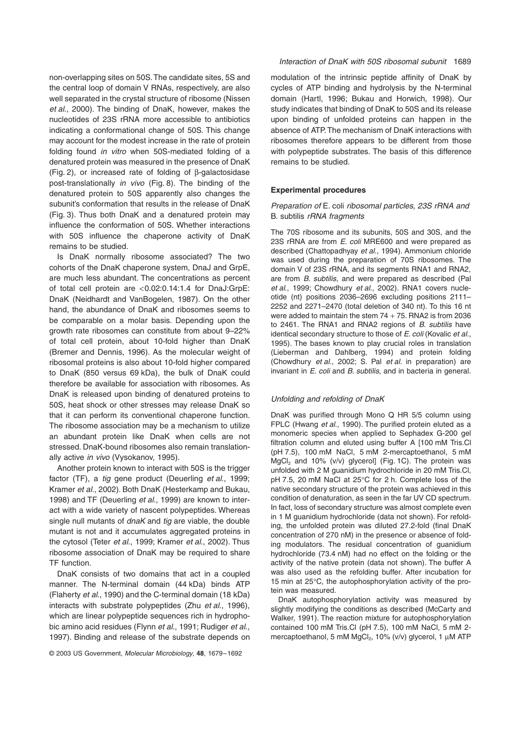non-overlapping sites on 50S. The candidate sites, 5S and the central loop of domain V RNAs, respectively, are also well separated in the crystal structure of ribosome (Nissen *et al*., 2000). The binding of DnaK, however, makes the nucleotides of 23S rRNA more accessible to antibiotics indicating a conformational change of 50S. This change may account for the modest increase in the rate of protein folding found *in vitro* when 50S-mediated folding of a denatured protein was measured in the presence of DnaK (Fig. 2), or increased rate of folding of β-galactosidase post-translationally *in vivo* (Fig. 8). The binding of the denatured protein to 50S apparently also changes the subunit's conformation that results in the release of DnaK (Fig. 3). Thus both DnaK and a denatured protein may influence the conformation of 50S. Whether interactions with 50S influence the chaperone activity of DnaK remains to be studied.

Is DnaK normally ribosome associated? The two cohorts of the DnaK chaperone system, DnaJ and GrpE, are much less abundant. The concentrations as percent of total cell protein are <0.02:0.14:1.4 for DnaJ:GrpE:DnaK (Neidhardt and VanBogelen, 1987). On the other hand, the abundance of DnaK and ribosomes seems to be comparable on a molar basis. Depending upon the growth rate ribosomes can constitute from about 9–22% of total cell protein, about 10-fold higher than DnaK (Bremer and Dennis, 1996). As the molecular weight of ribosomal proteins is also about 10-fold higher compared to DnaK (850 versus 69 kDa), the bulk of DnaK could therefore be available for association with ribosomes. As DnaK is released upon binding of denatured proteins to 50S, heat shock or other stresses may release DnaK so that it can perform its conventional chaperone function. The ribosome association may be a mechanism to utilize an abundant protein like DnaK when cells are not stressed. DnaK-bound ribosomes also remain translationally active *in vivo* (Vysokanov, 1995).

Another protein known to interact with 50S is the trigger factor (TF), a *tig* gene product (Deuerling *et al*., 1999; Kramer *et al*., 2002). Both DnaK (Hesterkamp and Bukau, 1998) and TF (Deuerling *et al*., 1999) are known to interact with a wide variety of nascent polypeptides. Whereas single null mutants of *dnaK* and *tig* are viable, the double mutant is not and it accumulates aggregated proteins in the cytosol (Teter *et al*., 1999; Kramer *et al*., 2002). Thus ribosome association of DnaK may be required to share TF function.

DnaK consists of two domains that act in a coupled manner. The N-terminal domain (44 kDa) binds ATP (Flaherty *et al*., 1990) and the C-terminal domain (18 kDa) interacts with substrate polypeptides (Zhu *et al*., 1996), which are linear polypeptide sequences rich in hydrophobic amino acid residues (Flynn *et al*., 1991; Rudiger *et al*., 1997). Binding and release of the substrate depends on modulation of the intrinsic peptide affinity of DnaK by cycles of ATP binding and hydrolysis by the N-terminal domain (Hartl, 1996; Bukau and Horwich, 1998). Our study indicates that binding of DnaK to 50S and its release upon binding of unfolded proteins can happen in the absence of ATP. The mechanism of DnaK interactions with ribosomes therefore appears to be different from those with polypeptide substrates. The basis of this difference remains to be studied.

## Experimental procedures

### Preparation of *E. coli* ribosomal particles, 23S rRNA and *B. subtilis* rRNA fragments

The 70S ribosome and its subunits, 50S and 30S, and the 23S rRNA are from *E. coli* MRE600 and were prepared as described (Chattopadhyay *et al*., 1994). Ammonium chloride was used during the preparation of 70S ribosomes. The domain V of 23S rRNA, and its segments RNA1 and RNA2, are from *B. subtilis*, and were prepared as described (Pal *et al*., 1999; Chowdhury *et al*., 2002). RNA1 covers nucleotide (nt) positions 2036–2696 excluding positions 2111–2252 and 2271–2470 (total deletion of 340 nt). To this 16 nt were added to maintain the stem 74 + 75. RNA2 is from 2036 to 2461. The RNA1 and RNA2 regions of *B. subtilis* have identical secondary structure to those of *E. coli* (Kovalic *et al*., 1995). The bases known to play crucial roles in translation (Lieberman and Dahlberg, 1994) and protein folding (Chowdhury *et al*., 2002; S. Pal *et al*. in preparation) are invariant in *E. coli* and *B. subtilis*, and in bacteria in general.

### Unfolding and refolding of DnaK

DnaK was purified through Mono Q HR 5/5 column using FPLC (Hwang *et al*., 1990). The purified protein eluted as a monomeric species when applied to Sephadex G-200 gel filtration column and eluted using buffer A [100 mM Tris.Cl (pH 7.5), 100 mM NaCl, 5 mM 2-mercaptoethanol, 5 mM $MgCl_2$ and 10% (v/v) glycerol] (Fig. 1C). The protein was unfolded with 2 M guanidium hydrochloride in 20 mM Tris.Cl, pH 7.5, 20 mM NaCl at 25°C for 2 h. Complete loss of the native secondary structure of the protein was achieved in this condition of denaturation, as seen in the far UV CD spectrum. In fact, loss of secondary structure was almost complete even in 1 M guanidium hydrochloride (data not shown). For refolding, the unfolded protein was diluted 27.2-fold (final DnaK concentration of 270 nM) in the presence or absence of folding modulators. The residual concentration of guanidium hydrochloride (73.4 nM) had no effect on the folding or the activity of the native protein (data not shown). The buffer A was also used as the refolding buffer. After incubation for 15 min at 25°C, the autophosphorylation activity of the protein was measured.

DnaK autophosphorylation activity was measured by slightly modifying the conditions as described (McCarty and Walker, 1991). The reaction mixture for autophosphorylation contained 100 mM Tris.Cl (pH 7.5), 100 mM NaCl, 5 mM 2-mercaptoethanol, 5 mM $MgCl_2$, 10% (v/v) glycerol, 1 μM ATP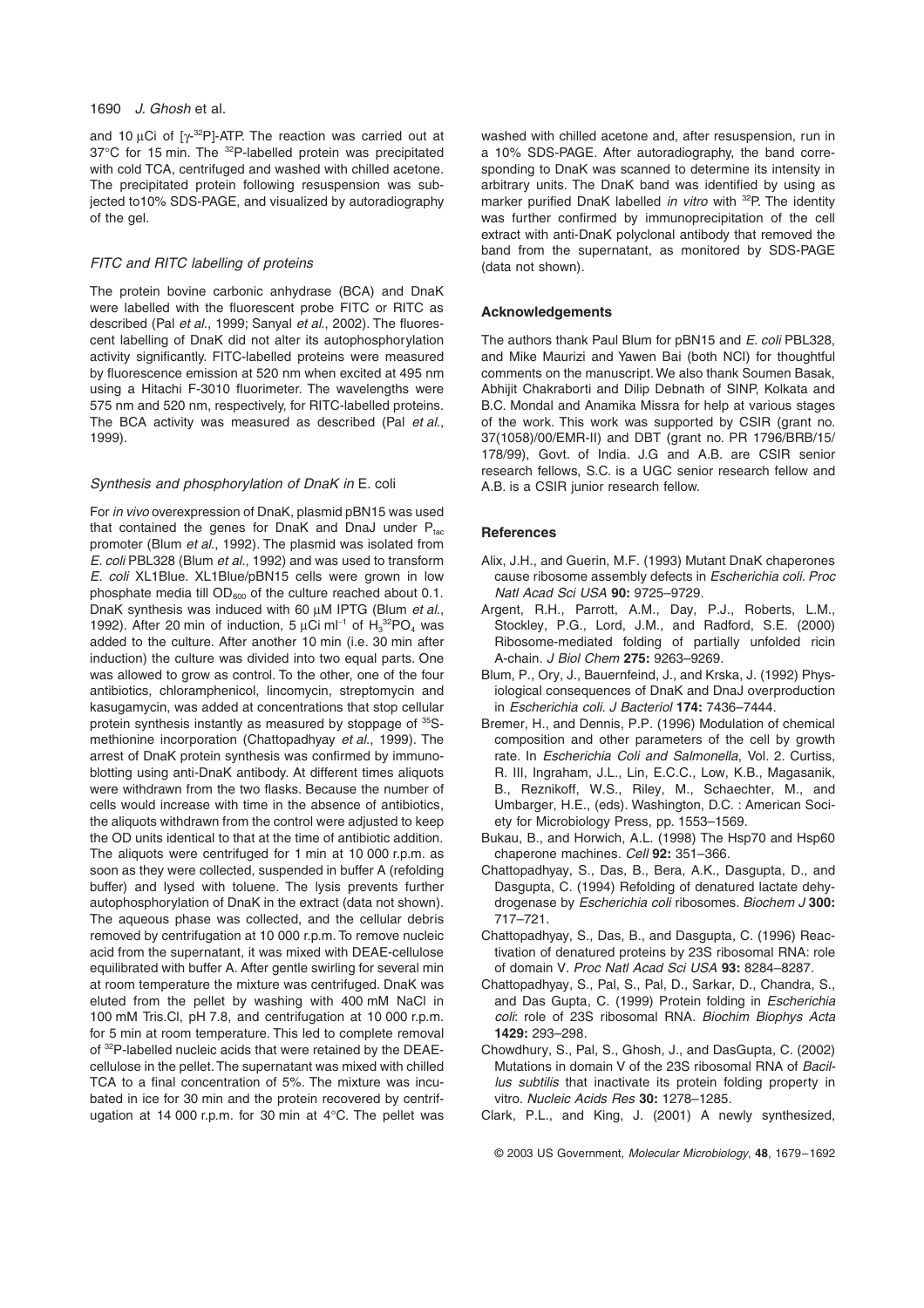and 10 μCi of [γ-$^{32}$P]-ATP. The reaction was carried out at 37°C for 15 min. The $^{32}$P-labelled protein was precipitated with cold TCA, centrifuged and washed with chilled acetone. The precipitated protein following resuspension was subjected to10% SDS-PAGE, and visualized by autoradiography of the gel.

### *FITC and RITC labelling of proteins*

The protein bovine carbonic anhydrase (BCA) and DnaK were labelled with the fluorescent probe FITC or RITC as described (Pal *et al*., 1999; Sanyal *et al*., 2002). The fluorescent labelling of DnaK did not alter its autophosphorylation activity significantly. FITC-labelled proteins were measured by fluorescence emission at 520 nm when excited at 495 nm using a Hitachi F-3010 fluorimeter. The wavelengths were 575 nm and 520 nm, respectively, for RITC-labelled proteins. The BCA activity was measured as described (Pal *et al*., 1999).

### *Synthesis and phosphorylation of DnaK in* E. coli

For *in vivo* overexpression of DnaK, plasmid pBN15 was used that contained the genes for DnaK and DnaJ under $P_{tac}$ promoter (Blum *et al*., 1992). The plasmid was isolated from *E. coli* PBL328 (Blum *et al*., 1992) and was used to transform *E. coli* XL1Blue. XL1Blue/pBN15 cells were grown in low phosphate media till $OD_{600}$ of the culture reached about 0.1. DnaK synthesis was induced with 60 μM IPTG (Blum *et al*., 1992). After 20 min of induction, 5 μCi ml$^{-1}$ of $H_3{}^{32}PO_4$ was added to the culture. After another 10 min (i.e. 30 min after induction) the culture was divided into two equal parts. One was allowed to grow as control. To the other, one of the four antibiotics, chloramphenicol, lincomycin, streptomycin and kasugamycin, was added at concentrations that stop cellular protein synthesis instantly as measured by stoppage of $^{35}$S-methionine incorporation (Chattopadhyay *et al*., 1999). The arrest of DnaK protein synthesis was confirmed by immunoblotting using anti-DnaK antibody. At different times aliquots were withdrawn from the two flasks. Because the number of cells would increase with time in the absence of antibiotics, the aliquots withdrawn from the control were adjusted to keep the OD units identical to that at the time of antibiotic addition. The aliquots were centrifuged for 1 min at 10 000 r.p.m. as soon as they were collected, suspended in buffer A (refolding buffer) and lysed with toluene. The lysis prevents further autophosphorylation of DnaK in the extract (data not shown). The aqueous phase was collected, and the cellular debris removed by centrifugation at 10 000 r.p.m. To remove nucleic acid from the supernatant, it was mixed with DEAE-cellulose equilibrated with buffer A. After gentle swirling for several min at room temperature the mixture was centrifuged. DnaK was eluted from the pellet by washing with 400 mM NaCl in 100 mM Tris.Cl, pH 7.8, and centrifugation at 10 000 r.p.m. for 5 min at room temperature. This led to complete removal of $^{32}$P-labelled nucleic acids that were retained by the DEAE-cellulose in the pellet. The supernatant was mixed with chilled TCA to a final concentration of 5%. The mixture was incubated in ice for 30 min and the protein recovered by centrifugation at 14 000 r.p.m. for 30 min at 4°C. The pellet was washed with chilled acetone and, after resuspension, run in a 10% SDS-PAGE. After autoradiography, the band corresponding to DnaK was scanned to determine its intensity in arbitrary units. The DnaK band was identified by using as marker purified DnaK labelled *in vitro* with $^{32}$P. The identity was further confirmed by immunoprecipitation of the cell extract with anti-DnaK polyclonal antibody that removed the band from the supernatant, as monitored by SDS-PAGE (data not shown).

## Acknowledgements

The authors thank Paul Blum for pBN15 and *E. coli* PBL328, and Mike Maurizi and Yawen Bai (both NCI) for thoughtful comments on the manuscript. We also thank Soumen Basak, Abhijit Chakraborti and Dilip Debnath of SINP, Kolkata and B.C. Mondal and Anamika Missra for help at various stages of the work. This work was supported by CSIR (grant no. 37(1058)/00/EMR-II) and DBT (grant no. PR 1796/BRB/15/178/99), Govt. of India. J.G and A.B. are CSIR senior research fellows, S.C. is a UGC senior research fellow and A.B. is a CSIR junior research fellow.

## References

Alix, J.H., and Guerin, M.F. (1993) Mutant DnaK chaperones cause ribosome assembly defects in *Escherichia coli*. *Proc Natl Acad Sci USA* **90:** 9725–9729.

Argent, R.H., Parrott, A.M., Day, P.J., Roberts, L.M., Stockley, P.G., Lord, J.M., and Radford, S.E. (2000) Ribosome-mediated folding of partially unfolded ricin A-chain. *J Biol Chem* **275:** 9263–9269.

Blum, P., Ory, J., Bauernfeind, J., and Krska, J. (1992) Physiological consequences of DnaK and DnaJ overproduction in *Escherichia coli*. *J Bacteriol* **174:** 7436–7444.

Bremer, H., and Dennis, P.P. (1996) Modulation of chemical composition and other parameters of the cell by growth rate. In *Escherichia Coli and Salmonella*, Vol. 2. Curtiss, R. III, Ingraham, J.L., Lin, E.C.C., Low, K.B., Magasanik, B., Reznikoff, W.S., Riley, M., Schaechter, M., and Umbarger, H.E., (eds). Washington, D.C. : American Society for Microbiology Press, pp. 1553–1569.

Bukau, B., and Horwich, A.L. (1998) The Hsp70 and Hsp60 chaperone machines. *Cell* **92:** 351–366.

Chattopadhyay, S., Das, B., Bera, A.K., Dasgupta, D., and Dasgupta, C. (1994) Refolding of denatured lactate dehydrogenase by *Escherichia coli* ribosomes. *Biochem J* **300:** 717–721.

Chattopadhyay, S., Das, B., and Dasgupta, C. (1996) Reactivation of denatured proteins by 23S ribosomal RNA: role of domain V. *Proc Natl Acad Sci USA* **93:** 8284–8287.

Chattopadhyay, S., Pal, S., Pal, D., Sarkar, D., Chandra, S., and Das Gupta, C. (1999) Protein folding in *Escherichia coli*: role of 23S ribosomal RNA. *Biochim Biophys Acta* **1429:** 293–298.

Chowdhury, S., Pal, S., Ghosh, J., and DasGupta, C. (2002) Mutations in domain V of the 23S ribosomal RNA of *Bacillus subtilis* that inactivate its protein folding property in vitro. *Nucleic Acids Res* **30:** 1278–1285.

Clark, P.L., and King, J. (2001) A newly synthesized,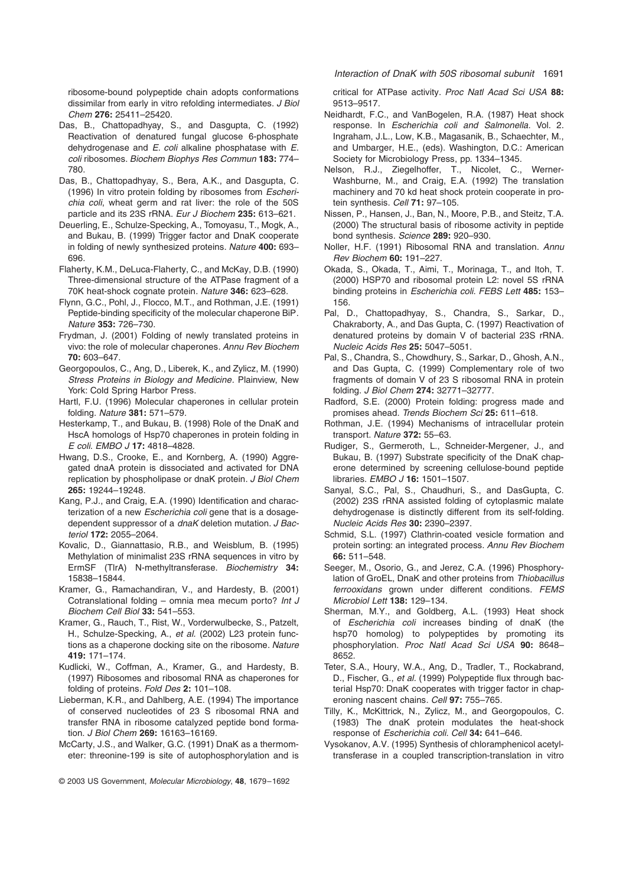ribosome-bound polypeptide chain adopts conformations dissimilar from early in vitro refolding intermediates. *J Biol Chem* **276:** 25411–25420.

Das, B., Chattopadhyay, S., and Dasgupta, C. (1992) Reactivation of denatured fungal glucose 6-phosphate dehydrogenase and *E. coli* alkaline phosphatase with *E. coli* ribosomes. *Biochem Biophys Res Commun* **183:** 774–780.

Das, B., Chattopadhyay, S., Bera, A.K., and Dasgupta, C. (1996) In vitro protein folding by ribosomes from *Escherichia coli*, wheat germ and rat liver: the role of the 50S particle and its 23S rRNA. *Eur J Biochem* **235:** 613–621.

Deuerling, E., Schulze-Specking, A., Tomoyasu, T., Mogk, A., and Bukau, B. (1999) Trigger factor and DnaK cooperate in folding of newly synthesized proteins. *Nature* **400:** 693–696.

Flaherty, K.M., DeLuca-Flaherty, C., and McKay, D.B. (1990) Three-dimensional structure of the ATPase fragment of a 70K heat-shock cognate protein. *Nature* **346:** 623–628.

Flynn, G.C., Pohl, J., Flocco, M.T., and Rothman, J.E. (1991) Peptide-binding specificity of the molecular chaperone BiP. *Nature* **353:** 726–730.

Frydman, J. (2001) Folding of newly translated proteins in vivo: the role of molecular chaperones. *Annu Rev Biochem* **70:** 603–647.

Georgopoulos, C., Ang, D., Liberek, K., and Zylicz, M. (1990) *Stress Proteins in Biology and Medicine*. Plainview, New York: Cold Spring Harbor Press.

Hartl, F.U. (1996) Molecular chaperones in cellular protein folding. *Nature* **381:** 571–579.

Hesterkamp, T., and Bukau, B. (1998) Role of the DnaK and HscA homologs of Hsp70 chaperones in protein folding in *E coli*. *EMBO J* **17:** 4818–4828.

Hwang, D.S., Crooke, E., and Kornberg, A. (1990) Aggregated dnaA protein is dissociated and activated for DNA replication by phospholipase or dnaK protein. *J Biol Chem* **265:** 19244–19248.

Kang, P.J., and Craig, E.A. (1990) Identification and characterization of a new *Escherichia coli* gene that is a dosage-dependent suppressor of a *dnaK* deletion mutation. *J Bacteriol* **172:** 2055–2064.

Kovalic, D., Giannattasio, R.B., and Weisblum, B. (1995) Methylation of minimalist 23S rRNA sequences in vitro by ErmSF (TlrA) N-methyltransferase. *Biochemistry* **34:** 15838–15844.

Kramer, G., Ramachandiran, V., and Hardesty, B. (2001) Cotranslational folding – omnia mea mecum porto? *Int J Biochem Cell Biol* **33:** 541–553.

Kramer, G., Rauch, T., Rist, W., Vorderwulbecke, S., Patzelt, H., Schulze-Specking, A., *et al.* (2002) L23 protein functions as a chaperone docking site on the ribosome. *Nature* **419:** 171–174.

Kudlicki, W., Coffman, A., Kramer, G., and Hardesty, B. (1997) Ribosomes and ribosomal RNA as chaperones for folding of proteins. *Fold Des* **2:** 101–108.

Lieberman, K.R., and Dahlberg, A.E. (1994) The importance of conserved nucleotides of 23 S ribosomal RNA and transfer RNA in ribosome catalyzed peptide bond formation. *J Biol Chem* **269:** 16163–16169.

McCarty, J.S., and Walker, G.C. (1991) DnaK as a thermometer: threonine-199 is site of autophosphorylation and is critical for ATPase activity. *Proc Natl Acad Sci USA* **88:** 9513–9517.

Neidhardt, F.C., and VanBogelen, R.A. (1987) Heat shock response. In *Escherichia coli and Salmonella*. Vol. 2. Ingraham, J.L., Low, K.B., Magasanik, B., Schaechter, M., and Umbarger, H.E., (eds). Washington, D.C.: American Society for Microbiology Press, pp. 1334–1345.

Nelson, R.J., Ziegelhoffer, T., Nicolet, C., Werner-Washburne, M., and Craig, E.A. (1992) The translation machinery and 70 kd heat shock protein cooperate in protein synthesis. *Cell* **71:** 97–105.

Nissen, P., Hansen, J., Ban, N., Moore, P.B., and Steitz, T.A. (2000) The structural basis of ribosome activity in peptide bond synthesis. *Science* **289:** 920–930.

Noller, H.F. (1991) Ribosomal RNA and translation. *Annu Rev Biochem* **60:** 191–227.

Okada, S., Okada, T., Aimi, T., Morinaga, T., and Itoh, T. (2000) HSP70 and ribosomal protein L2: novel 5S rRNA binding proteins in *Escherichia coli*. *FEBS Lett* **485:** 153–156.

Pal, D., Chattopadhyay, S., Chandra, S., Sarkar, D., Chakraborty, A., and Das Gupta, C. (1997) Reactivation of denatured proteins by domain V of bacterial 23S rRNA. *Nucleic Acids Res* **25:** 5047–5051.

Pal, S., Chandra, S., Chowdhury, S., Sarkar, D., Ghosh, A.N., and Das Gupta, C. (1999) Complementary role of two fragments of domain V of 23 S ribosomal RNA in protein folding. *J Biol Chem* **274:** 32771–32777.

Radford, S.E. (2000) Protein folding: progress made and promises ahead. *Trends Biochem Sci* **25:** 611–618.

Rothman, J.E. (1994) Mechanisms of intracellular protein transport. *Nature* **372:** 55–63.

Rudiger, S., Germeroth, L., Schneider-Mergener, J., and Bukau, B. (1997) Substrate specificity of the DnaK chaperone determined by screening cellulose-bound peptide libraries. *EMBO J* **16:** 1501–1507.

Sanyal, S.C., Pal, S., Chaudhuri, S., and DasGupta, C. (2002) 23S rRNA assisted folding of cytoplasmic malate dehydrogenase is distinctly different from its self-folding. *Nucleic Acids Res* **30:** 2390–2397.

Schmid, S.L. (1997) Clathrin-coated vesicle formation and protein sorting: an integrated process. *Annu Rev Biochem* **66:** 511–548.

Seeger, M., Osorio, G., and Jerez, C.A. (1996) Phosphorylation of GroEL, DnaK and other proteins from *Thiobacillus ferrooxidans* grown under different conditions. *FEMS Microbiol Lett* **138:** 129–134.

Sherman, M.Y., and Goldberg, A.L. (1993) Heat shock of *Escherichia coli* increases binding of dnaK (the hsp70 homolog) to polypeptides by promoting its phosphorylation. *Proc Natl Acad Sci USA* **90:** 8648–8652.

Teter, S.A., Houry, W.A., Ang, D., Tradler, T., Rockabrand, D., Fischer, G., *et al.* (1999) Polypeptide flux through bacterial Hsp70: DnaK cooperates with trigger factor in chaperoning nascent chains. *Cell* **97:** 755–765.

Tilly, K., McKittrick, N., Zylicz, M., and Georgopoulos, C. (1983) The dnaK protein modulates the heat-shock response of *Escherichia coli*. *Cell* **34:** 641–646.

Vysokanov, A.V. (1995) Synthesis of chloramphenicol acetyltransferase in a coupled transcription-translation in vitro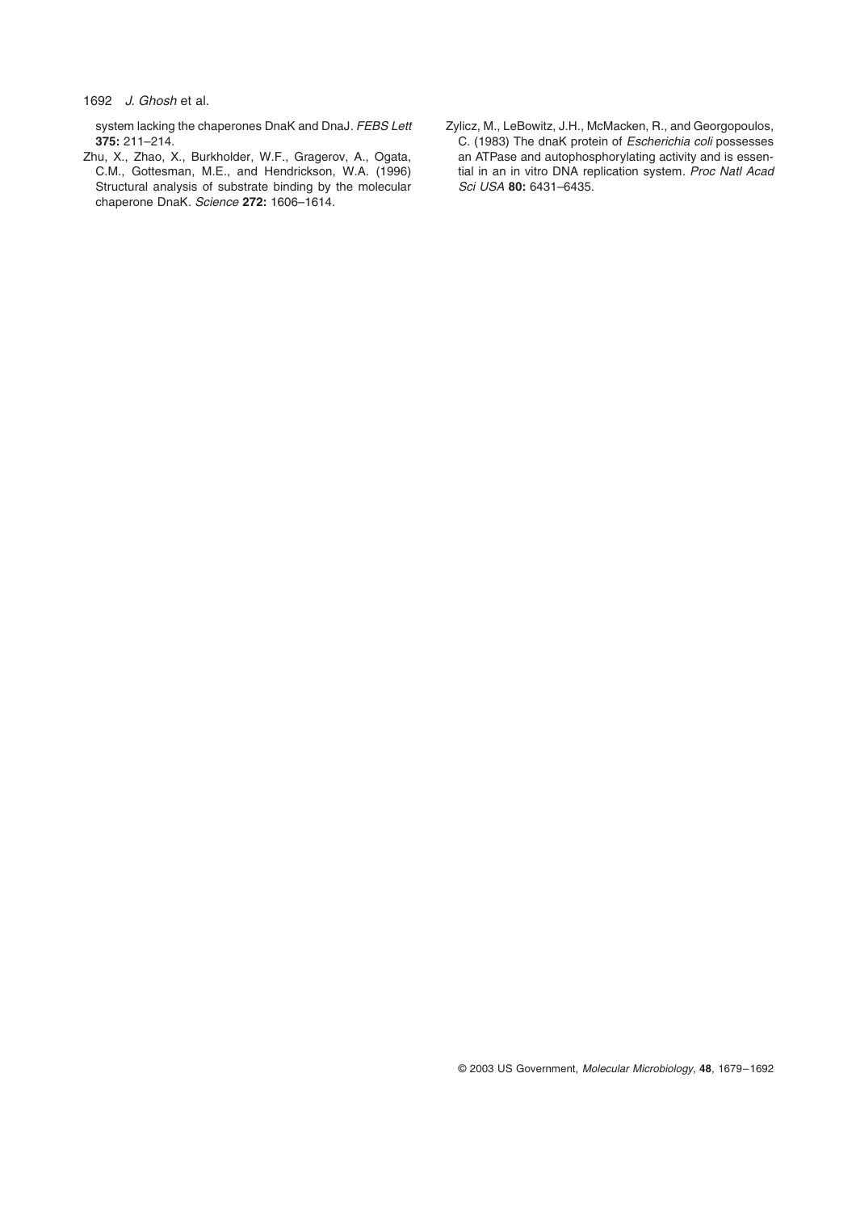system lacking the chaperones DnaK and DnaJ. *FEBS Lett* **375:** 211–214.

Zhu, X., Zhao, X., Burkholder, W.F., Gragerov, A., Ogata, C.M., Gottesman, M.E., and Hendrickson, W.A. (1996) Structural analysis of substrate binding by the molecular chaperone DnaK. *Science* **272:** 1606–1614.

Zylicz, M., LeBowitz, J.H., McMacken, R., and Georgopoulos, C. (1983) The dnaK protein of *Escherichia coli* possesses an ATPase and autophosphorylating activity and is essential in an in vitro DNA replication system. *Proc Natl Acad Sci USA* **80:** 6431–6435.